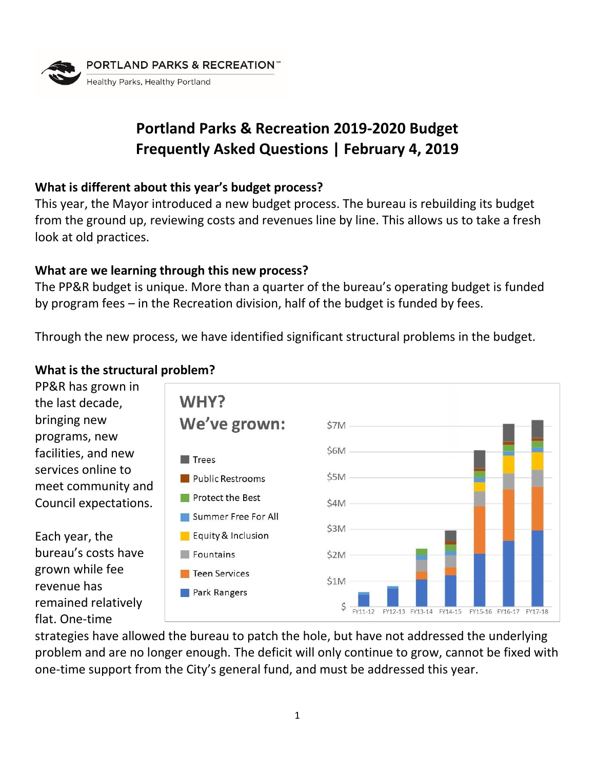PORTLAND PARKS & RECREATION℠

Healthy Parks, Healthy Portland

# Portland Parks & Recreation 2019-2020 Budget Frequently Asked Questions | February 4, 2019

### What is different about this year's budget process?

This year, the Mayor introduced a new budget process. The bureau is rebuilding its budget from the ground up, reviewing costs and revenues line by line. This allows us to take a fresh look at old practices.

### What are we learning through this new process?

The PP&R budget is unique. More than a quarter of the bureau's operating budget is funded by program fees – in the Recreation division, half of the budget is funded by fees.

Through the new process, we have identified significant structural problems in the budget.

### What is the structural problem?

PP&R has grown in the last decade, bringing new programs, new facilities, and new services online to meet community and Council expectations.

WHY?
We've grown:

Trees
Public Restrooms
Protect the Best
Summer Free For All
Equity & Inclusion
Fountains
Teen Services
Park Rangers

$7M
$6M
$5M
$4M
$3M
$2M
$1M
$

FY11-12 FY12-13 FY13-14 FY14-15 FY15-16 FY16-17 FY17-18

Each year, the bureau's costs have grown while fee revenue has remained relatively flat. One-time strategies have allowed the bureau to patch the hole, but have not addressed the underlying problem and are no longer enough. The deficit will only continue to grow, cannot be fixed with one-time support from the City's general fund, and must be addressed this year.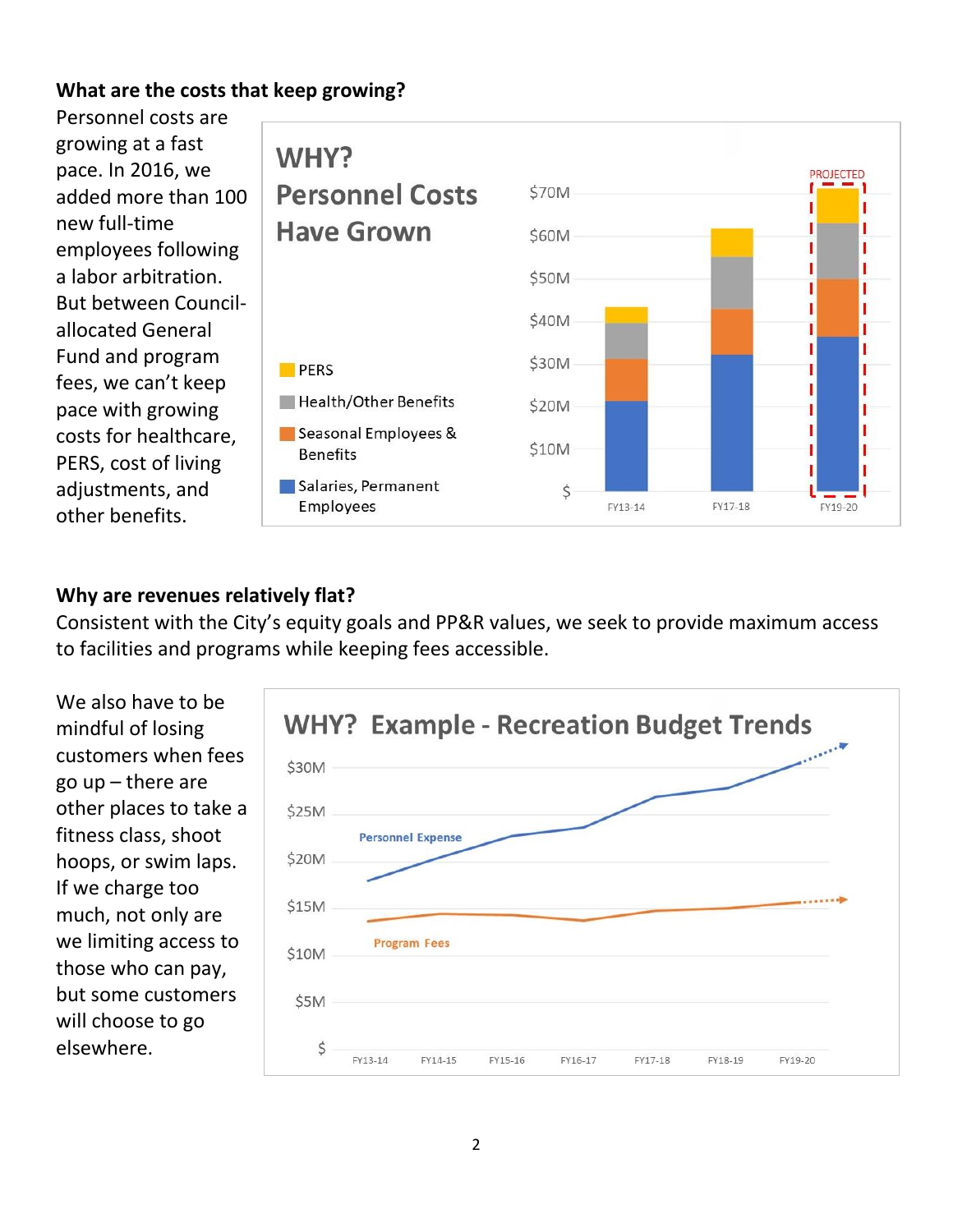**What are the costs that keep growing?**

Personnel costs are growing at a fast pace. In 2016, we added more than 100 new full-time employees following a labor arbitration. But between Council-allocated General Fund and program fees, we can't keep pace with growing costs for healthcare, PERS, cost of living adjustments, and other benefits.

WHY?
Personnel Costs Have Grown

PERS
Health/Other Benefits
Seasonal Employees & Benefits
Salaries, Permanent Employees

$70M
$60M
$50M
$40M
$30M
$20M
$10M
$

FY13-14
FY17-18
FY19-20

PROJECTED

**Why are revenues relatively flat?**

Consistent with the City's equity goals and PP&R values, we seek to provide maximum access to facilities and programs while keeping fees accessible.

We also have to be mindful of losing customers when fees go up – there are other places to take a fitness class, shoot hoops, or swim laps. If we charge too much, not only are we limiting access to those who can pay, but some customers will choose to go elsewhere.

WHY? Example - Recreation Budget Trends

$30M
$25M
$20M
$15M
$10M
$5M
$

Personnel Expense
Program Fees

FY13-14
FY14-15
FY15-16
FY16-17
FY17-18
FY18-19
FY19-20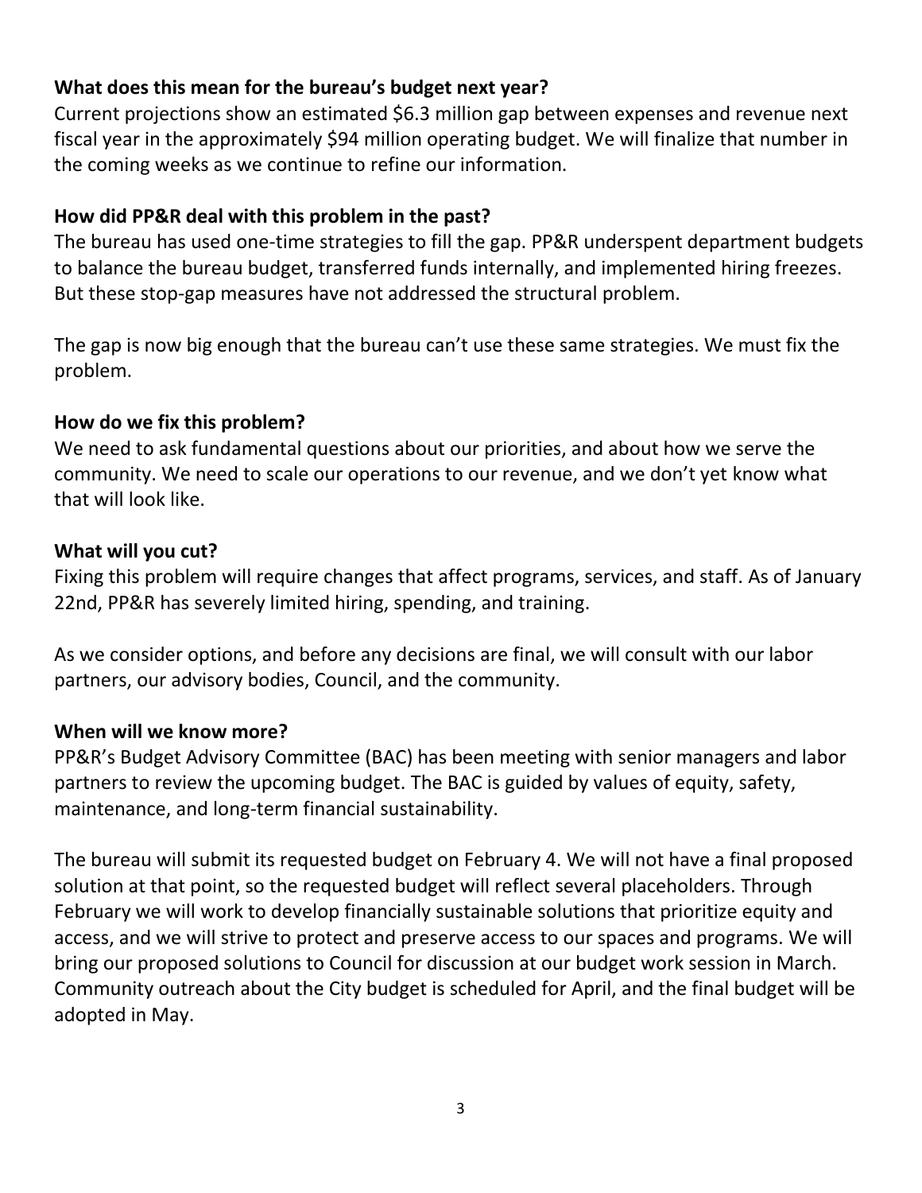**What does this mean for the bureau's budget next year?**

Current projections show an estimated $6.3 million gap between expenses and revenue next fiscal year in the approximately $94 million operating budget. We will finalize that number in the coming weeks as we continue to refine our information.

**How did PP&R deal with this problem in the past?**

The bureau has used one-time strategies to fill the gap. PP&R underspent department budgets to balance the bureau budget, transferred funds internally, and implemented hiring freezes. But these stop-gap measures have not addressed the structural problem.

The gap is now big enough that the bureau can't use these same strategies. We must fix the problem.

**How do we fix this problem?**

We need to ask fundamental questions about our priorities, and about how we serve the community. We need to scale our operations to our revenue, and we don't yet know what that will look like.

**What will you cut?**

Fixing this problem will require changes that affect programs, services, and staff. As of January 22nd, PP&R has severely limited hiring, spending, and training.

As we consider options, and before any decisions are final, we will consult with our labor partners, our advisory bodies, Council, and the community.

**When will we know more?**

PP&R's Budget Advisory Committee (BAC) has been meeting with senior managers and labor partners to review the upcoming budget. The BAC is guided by values of equity, safety, maintenance, and long-term financial sustainability.

The bureau will submit its requested budget on February 4. We will not have a final proposed solution at that point, so the requested budget will reflect several placeholders. Through February we will work to develop financially sustainable solutions that prioritize equity and access, and we will strive to protect and preserve access to our spaces and programs. We will bring our proposed solutions to Council for discussion at our budget work session in March. Community outreach about the City budget is scheduled for April, and the final budget will be adopted in May.